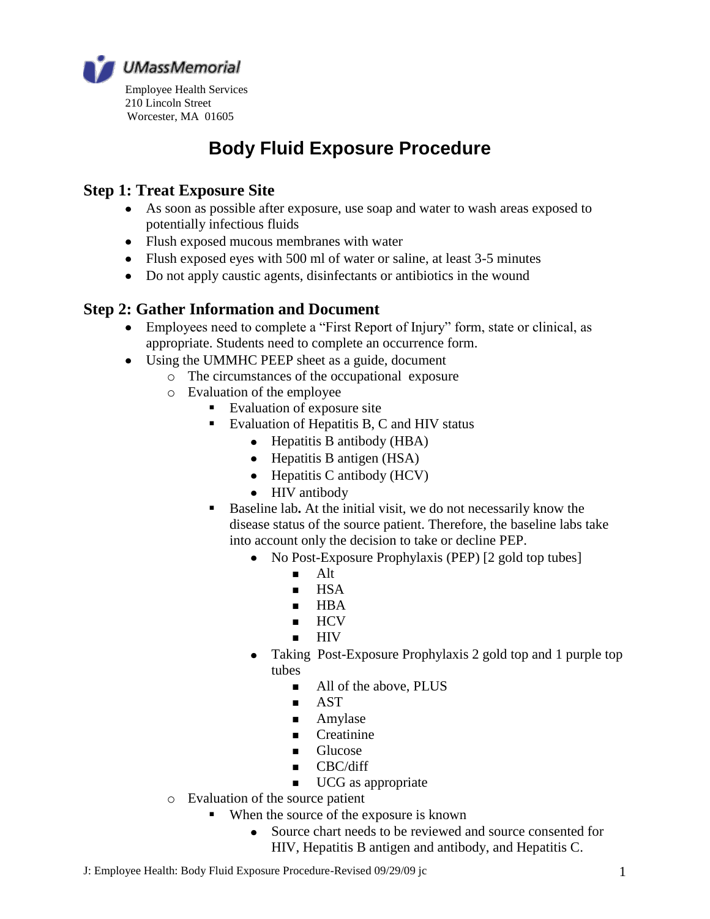UMassMemorial

Employee Health Services
210 Lincoln Street
Worcester, MA 01605

# Body Fluid Exposure Procedure

## Step 1: Treat Exposure Site

- As soon as possible after exposure, use soap and water to wash areas exposed to potentially infectious fluids
- Flush exposed mucous membranes with water
- Flush exposed eyes with 500 ml of water or saline, at least 3-5 minutes
- Do not apply caustic agents, disinfectants or antibiotics in the wound

## Step 2: Gather Information and Document

- Employees need to complete a "First Report of Injury" form, state or clinical, as appropriate. Students need to complete an occurrence form.
- Using the UMMHC PEEP sheet as a guide, document
  - The circumstances of the occupational exposure
  - Evaluation of the employee
    - Evaluation of exposure site
    - Evaluation of Hepatitis B, C and HIV status
      - Hepatitis B antibody (HBA)
      - Hepatitis B antigen (HSA)
      - Hepatitis C antibody (HCV)
      - HIV antibody
    - Baseline lab**.** At the initial visit, we do not necessarily know the disease status of the source patient. Therefore, the baseline labs take into account only the decision to take or decline PEP.
      - No Post-Exposure Prophylaxis (PEP) [2 gold top tubes]
        - Alt
        - HSA
        - HBA
        - HCV
        - HIV
      - Taking Post-Exposure Prophylaxis 2 gold top and 1 purple top tubes
        - All of the above, PLUS
        - AST
        - Amylase
        - Creatinine
        - Glucose
        - CBC/diff
        - UCG as appropriate
  - Evaluation of the source patient
    - When the source of the exposure is known
      - Source chart needs to be reviewed and source consented for HIV, Hepatitis B antigen and antibody, and Hepatitis C.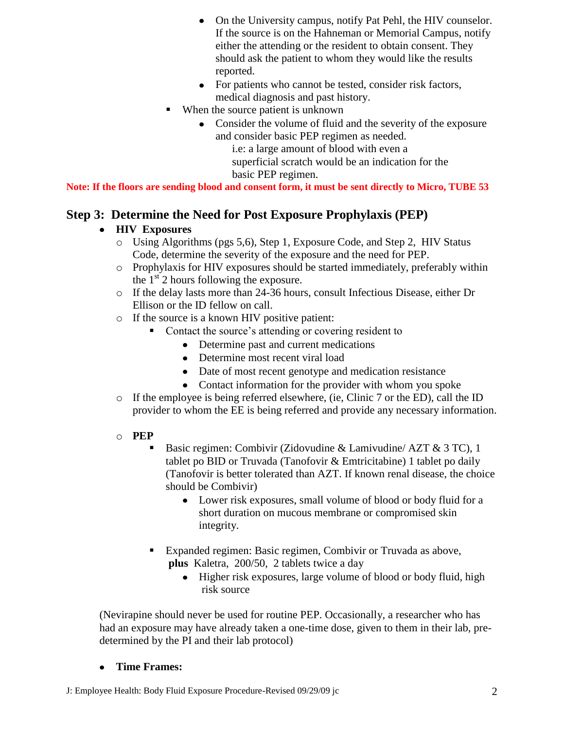- On the University campus, notify Pat Pehl, the HIV counselor. If the source is on the Hahneman or Memorial Campus, notify either the attending or the resident to obtain consent. They should ask the patient to whom they would like the results reported.
- For patients who cannot be tested, consider risk factors, medical diagnosis and past history.

- When the source patient is unknown
  - Consider the volume of fluid and the severity of the exposure and consider basic PEP regimen as needed.

    i.e: a large amount of blood with even a superficial scratch would be an indication for the basic PEP regimen.

**Note: If the floors are sending blood and consent form, it must be sent directly to Micro, TUBE 53**

## Step 3: Determine the Need for Post Exposure Prophylaxis (PEP)

- **HIV Exposures**
  - Using Algorithms (pgs 5,6), Step 1, Exposure Code, and Step 2, HIV Status Code, determine the severity of the exposure and the need for PEP.
  - Prophylaxis for HIV exposures should be started immediately, preferably within the 1st 2 hours following the exposure.
  - If the delay lasts more than 24-36 hours, consult Infectious Disease, either Dr Ellison or the ID fellow on call.
  - If the source is a known HIV positive patient:
    - Contact the source's attending or covering resident to
      - Determine past and current medications
      - Determine most recent viral load
      - Date of most recent genotype and medication resistance
      - Contact information for the provider with whom you spoke
  - If the employee is being referred elsewhere, (ie, Clinic 7 or the ED), call the ID provider to whom the EE is being referred and provide any necessary information.

  - **PEP**
    - Basic regimen: Combivir (Zidovudine & Lamivudine/ AZT & 3 TC), 1 tablet po BID or Truvada (Tanofovir & Emtricitabine) 1 tablet po daily (Tanofovir is better tolerated than AZT. If known renal disease, the choice should be Combivir)
      - Lower risk exposures, small volume of blood or body fluid for a short duration on mucous membrane or compromised skin integrity.

    - Expanded regimen: Basic regimen, Combivir or Truvada as above, **plus** Kaletra, 200/50, 2 tablets twice a day
      - Higher risk exposures, large volume of blood or body fluid, high risk source

(Nevirapine should never be used for routine PEP. Occasionally, a researcher who has had an exposure may have already taken a one-time dose, given to them in their lab, pre-determined by the PI and their lab protocol)

- **Time Frames:**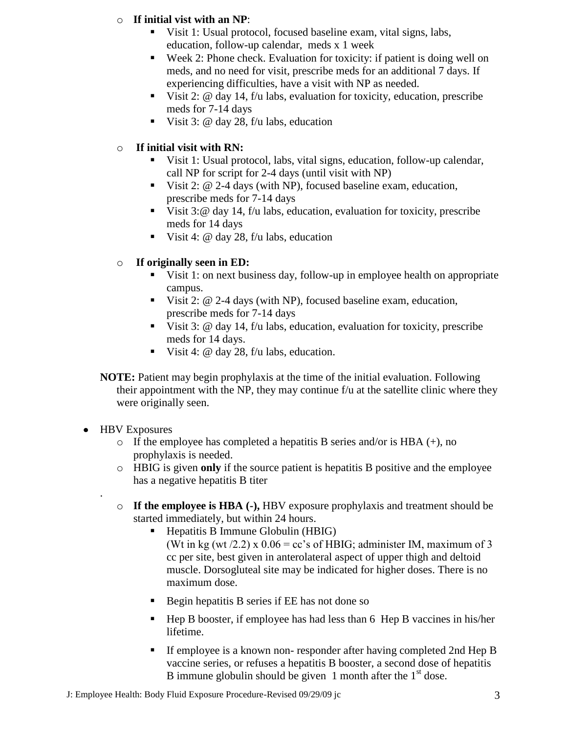- **If initial vist with an NP**:
  - Visit 1: Usual protocol, focused baseline exam, vital signs, labs, education, follow-up calendar, meds x 1 week
  - Week 2: Phone check. Evaluation for toxicity: if patient is doing well on meds, and no need for visit, prescribe meds for an additional 7 days. If experiencing difficulties, have a visit with NP as needed.
  - Visit 2: @ day 14, f/u labs, evaluation for toxicity, education, prescribe meds for 7-14 days
  - Visit 3: @ day 28, f/u labs, education

- **If initial visit with RN:**
  - Visit 1: Usual protocol, labs, vital signs, education, follow-up calendar, call NP for script for 2-4 days (until visit with NP)
  - Visit 2: @ 2-4 days (with NP), focused baseline exam, education, prescribe meds for 7-14 days
  - Visit 3:@ day 14, f/u labs, education, evaluation for toxicity, prescribe meds for 14 days
  - Visit 4: @ day 28, f/u labs, education

- **If originally seen in ED:**
  - Visit 1: on next business day, follow-up in employee health on appropriate campus.
  - Visit 2: @ 2-4 days (with NP), focused baseline exam, education, prescribe meds for 7-14 days
  - Visit 3: @ day 14, f/u labs, education, evaluation for toxicity, prescribe meds for 14 days.
  - Visit 4: @ day 28, f/u labs, education.

**NOTE:** Patient may begin prophylaxis at the time of the initial evaluation. Following their appointment with the NP, they may continue f/u at the satellite clinic where they were originally seen.

- HBV Exposures
  - If the employee has completed a hepatitis B series and/or is HBA (+), no prophylaxis is needed.
  - HBIG is given **only** if the source patient is hepatitis B positive and the employee has a negative hepatitis B titer

  .

  - **If the employee is HBA (-),** HBV exposure prophylaxis and treatment should be started immediately, but within 24 hours.
    - Hepatitis B Immune Globulin (HBIG)
      (Wt in kg (wt /2.2) x 0.06 = cc's of HBIG; administer IM, maximum of 3 cc per site, best given in anterolateral aspect of upper thigh and deltoid muscle. Dorsogluteal site may be indicated for higher doses. There is no maximum dose.
    - Begin hepatitis B series if EE has not done so
    - Hep B booster, if employee has had less than 6 Hep B vaccines in his/her lifetime.
    - If employee is a known non- responder after having completed 2nd Hep B vaccine series, or refuses a hepatitis B booster, a second dose of hepatitis B immune globulin should be given 1 month after the 1st dose.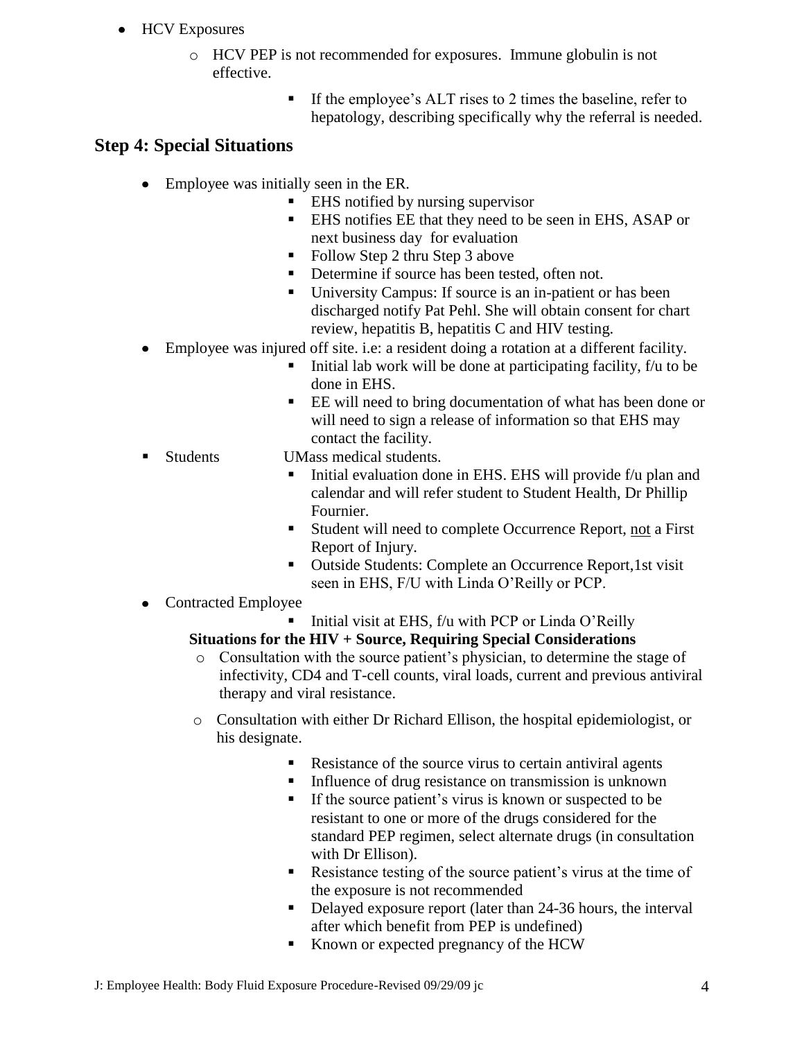- HCV Exposures
    - HCV PEP is not recommended for exposures. Immune globulin is not effective.
        - If the employee's ALT rises to 2 times the baseline, refer to hepatology, describing specifically why the referral is needed.

## Step 4: Special Situations

- Employee was initially seen in the ER.
    - EHS notified by nursing supervisor
    - EHS notifies EE that they need to be seen in EHS, ASAP or next business day for evaluation
    - Follow Step 2 thru Step 3 above
    - Determine if source has been tested, often not.
    - University Campus: If source is an in-patient or has been discharged notify Pat Pehl. She will obtain consent for chart review, hepatitis B, hepatitis C and HIV testing.
- Employee was injured off site. i.e: a resident doing a rotation at a different facility.
    - Initial lab work will be done at participating facility, f/u to be done in EHS.
    - EE will need to bring documentation of what has been done or will need to sign a release of information so that EHS may contact the facility.
- Students UMass medical students.
    - Initial evaluation done in EHS. EHS will provide f/u plan and calendar and will refer student to Student Health, Dr Phillip Fournier.
    - Student will need to complete Occurrence Report, <u>not</u> a First Report of Injury.
    - Outside Students: Complete an Occurrence Report,1st visit seen in EHS, F/U with Linda O'Reilly or PCP.
- Contracted Employee
    - Initial visit at EHS, f/u with PCP or Linda O'Reilly

**Situations for the HIV + Source, Requiring Special Considerations**

- Consultation with the source patient's physician, to determine the stage of infectivity, CD4 and T-cell counts, viral loads, current and previous antiviral therapy and viral resistance.
- Consultation with either Dr Richard Ellison, the hospital epidemiologist, or his designate.
    - Resistance of the source virus to certain antiviral agents
    - Influence of drug resistance on transmission is unknown
    - If the source patient's virus is known or suspected to be resistant to one or more of the drugs considered for the standard PEP regimen, select alternate drugs (in consultation with Dr Ellison).
    - Resistance testing of the source patient's virus at the time of the exposure is not recommended
    - Delayed exposure report (later than 24-36 hours, the interval after which benefit from PEP is undefined)
    - Known or expected pregnancy of the HCW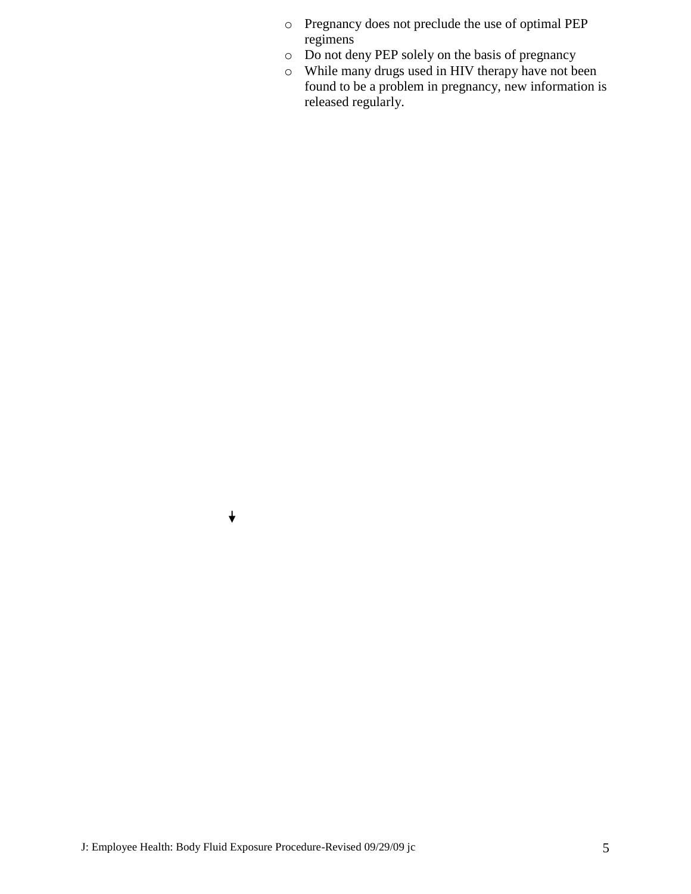- Pregnancy does not preclude the use of optimal PEP regimens
- Do not deny PEP solely on the basis of pregnancy
- While many drugs used in HIV therapy have not been found to be a problem in pregnancy, new information is released regularly.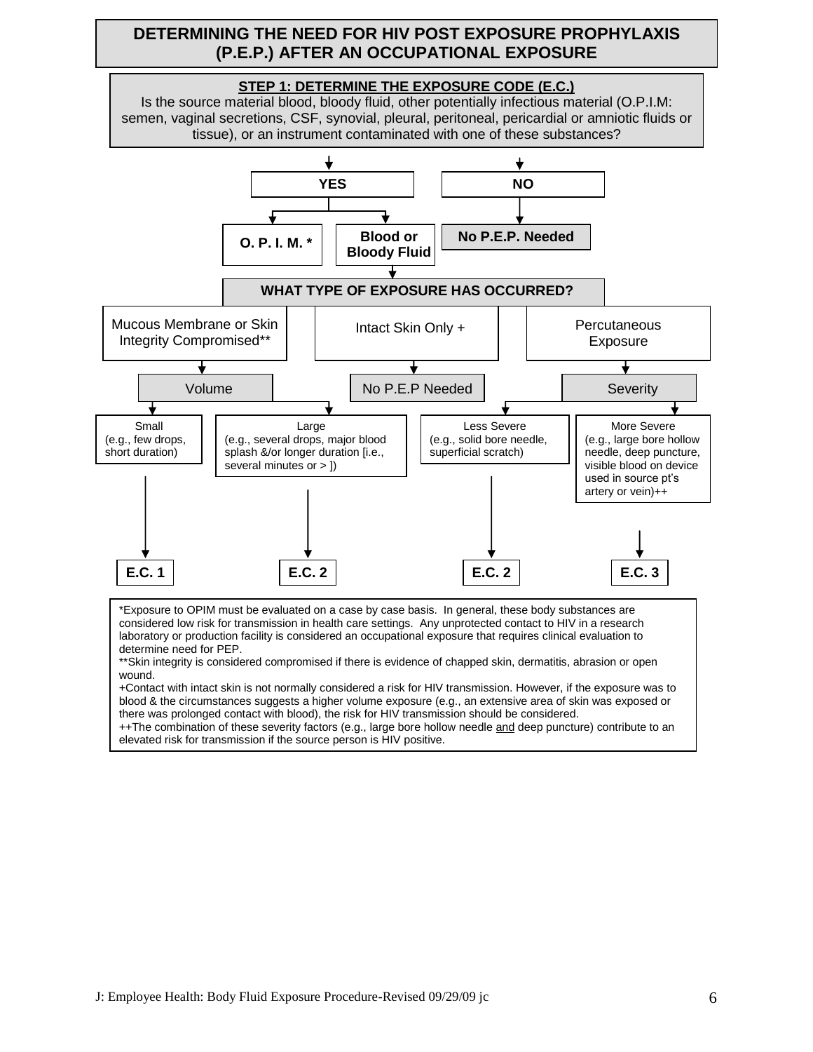# DETERMINING THE NEED FOR HIV POST EXPOSURE PROPHYLAXIS (P.E.P.) AFTER AN OCCUPATIONAL EXPOSURE

## STEP 1: DETERMINE THE EXPOSURE CODE (E.C.)

Is the source material blood, bloody fluid, other potentially infectious material (O.P.I.M: semen, vaginal secretions, CSF, synovial, pleural, peritoneal, pericardial or amniotic fluids or tissue), or an instrument contaminated with one of these substances?

- **YES**
  - **O. P. I. M. ***
  - **Blood or Bloody Fluid**
    - **WHAT TYPE OF EXPOSURE HAS OCCURRED?**
      - Mucous Membrane or Skin Integrity Compromised**
        - Volume
          - Small (e.g., few drops, short duration) → **E.C. 1**
          - Large (e.g., several drops, major blood splash &/or longer duration [i.e., several minutes or > ]) → **E.C. 2**
      - Intact Skin Only +
        - No P.E.P Needed
      - Percutaneous Exposure
        - Severity
          - Less Severe (e.g., solid bore needle, superficial scratch) → **E.C. 2**
          - More Severe (e.g., large bore hollow needle, deep puncture, visible blood on device used in source pt's artery or vein)++ → **E.C. 3**
- **NO**
  - **No P.E.P. Needed**

*Exposure to OPIM must be evaluated on a case by case basis. In general, these body substances are considered low risk for transmission in health care settings. Any unprotected contact to HIV in a research laboratory or production facility is considered an occupational exposure that requires clinical evaluation to determine need for PEP.

**Skin integrity is considered compromised if there is evidence of chapped skin, dermatitis, abrasion or open wound.

+Contact with intact skin is not normally considered a risk for HIV transmission. However, if the exposure was to blood & the circumstances suggests a higher volume exposure (e.g., an extensive area of skin was exposed or there was prolonged contact with blood), the risk for HIV transmission should be considered.

++The combination of these severity factors (e.g., large bore hollow needle and deep puncture) contribute to an elevated risk for transmission if the source person is HIV positive.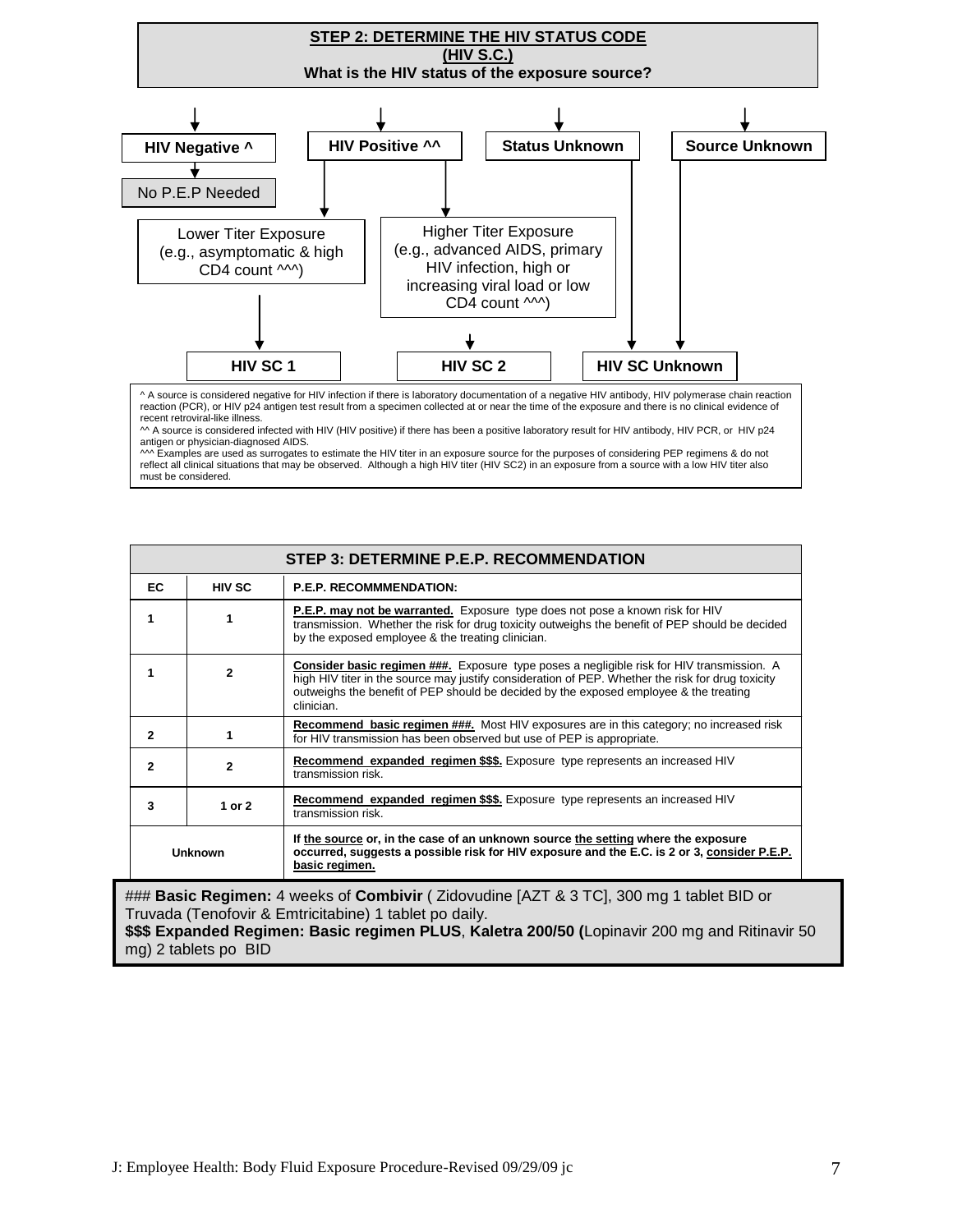## STEP 2: DETERMINE THE HIV STATUS CODE (HIV S.C.)

**What is the HIV status of the exposure source?**

- **HIV Negative ^** → No P.E.P Needed
- **HIV Positive ^^**
  - Lower Titer Exposure (e.g., asymptomatic & high CD4 count ^^^) → **HIV SC 1**
  - Higher Titer Exposure (e.g., advanced AIDS, primary HIV infection, high or increasing viral load or low CD4 count ^^^) → **HIV SC 2**
- **Status Unknown** → **HIV SC Unknown**
- **Source Unknown** → **HIV SC Unknown**

^ A source is considered negative for HIV infection if there is laboratory documentation of a negative HIV antibody, HIV polymerase chain reaction reaction (PCR), or HIV p24 antigen test result from a specimen collected at or near the time of the exposure and there is no clinical evidence of recent retroviral-like illness.
^^ A source is considered infected with HIV (HIV positive) if there has been a positive laboratory result for HIV antibody, HIV PCR, or HIV p24 antigen or physician-diagnosed AIDS.
^^^ Examples are used as surrogates to estimate the HIV titer in an exposure source for the purposes of considering PEP regimens & do not reflect all clinical situations that may be observed. Although a high HIV titer (HIV SC2) in an exposure from a source with a low HIV titer also must be considered.

## STEP 3: DETERMINE P.E.P. RECOMMENDATION

| EC | HIV SC | P.E.P. RECOMMMENDATION: |
|---|---|---|
| 1 | 1 | **P.E.P. may not be warranted.** Exposure type does not pose a known risk for HIV transmission. Whether the risk for drug toxicity outweighs the benefit of PEP should be decided by the exposed employee & the treating clinician. |
| 1 | 2 | **Consider basic regimen ###.** Exposure type poses a negligible risk for HIV transmission. A high HIV titer in the source may justify consideration of PEP. Whether the risk for drug toxicity outweighs the benefit of PEP should be decided by the exposed employee & the treating clinician. |
| 2 | 1 | **Recommend basic regimen ###.** Most HIV exposures are in this category; no increased risk for HIV transmission has been observed but use of PEP is appropriate. |
| 2 | 2 | **Recommend expanded regimen $$$.** Exposure type represents an increased HIV transmission risk. |
| 3 | 1 or 2 | **Recommend expanded regimen $$$.** Exposure type represents an increased HIV transmission risk. |
| Unknown | | **If the source or, in the case of an unknown source the setting where the exposure occurred, suggests a possible risk for HIV exposure and the E.C. is 2 or 3, consider P.E.P. basic regimen.** |

### **Basic Regimen:** 4 weeks of **Combivir** ( Zidovudine [AZT & 3 TC], 300 mg 1 tablet BID or Truvada (Tenofovir & Emtricitabine) 1 tablet po daily.
**$$$ Expanded Regimen: Basic regimen PLUS**, **Kaletra 200/50 (**Lopinavir 200 mg and Ritinavir 50 mg) 2 tablets po BID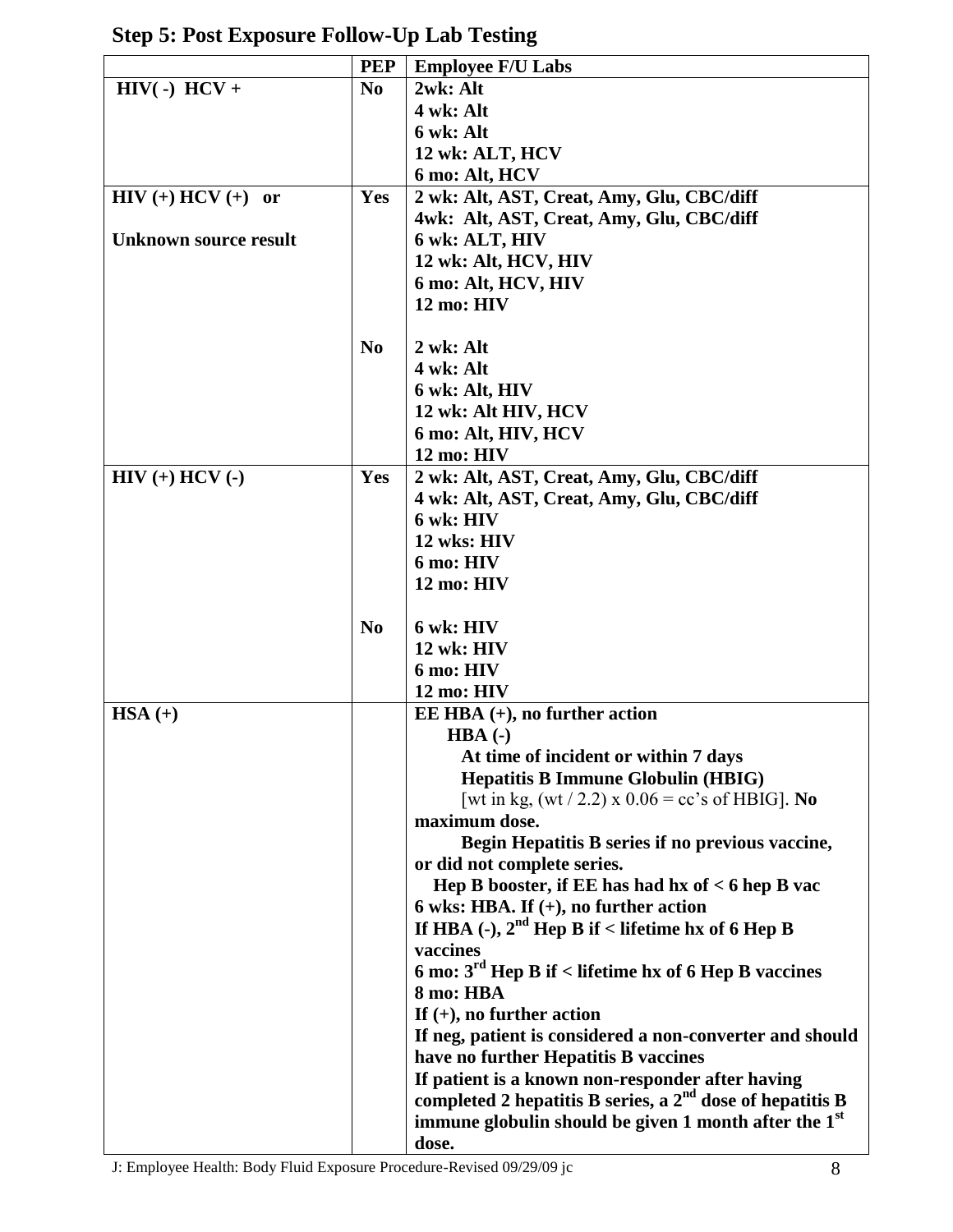## Step 5: Post Exposure Follow-Up Lab Testing

| | PEP | Employee F/U Labs |
|---|---|---|
| HIV( -) HCV + | No | 2wk: Alt<br>4 wk: Alt<br>6 wk: Alt<br>12 wk: ALT, HCV<br>6 mo: Alt, HCV |
| HIV (+) HCV (+) or<br><br>Unknown source result | Yes | 2 wk: Alt, AST, Creat, Amy, Glu, CBC/diff<br>4wk: Alt, AST, Creat, Amy, Glu, CBC/diff<br>6 wk: ALT, HIV<br>12 wk: Alt, HCV, HIV<br>6 mo: Alt, HCV, HIV<br>12 mo: HIV |
| | No | 2 wk: Alt<br>4 wk: Alt<br>6 wk: Alt, HIV<br>12 wk: Alt HIV, HCV<br>6 mo: Alt, HIV, HCV<br>12 mo: HIV |
| HIV (+) HCV (-) | Yes | 2 wk: Alt, AST, Creat, Amy, Glu, CBC/diff<br>4 wk: Alt, AST, Creat, Amy, Glu, CBC/diff<br>6 wk: HIV<br>12 wks: HIV<br>6 mo: HIV<br>12 mo: HIV |
| | No | 6 wk: HIV<br>12 wk: HIV<br>6 mo: HIV<br>12 mo: HIV |
| HSA (+) | | EE HBA (+), no further action<br>HBA (-)<br>At time of incident or within 7 days<br>Hepatitis B Immune Globulin (HBIG)<br>[wt in kg, (wt / 2.2) x 0.06 = cc's of HBIG]. No maximum dose.<br>Begin Hepatitis B series if no previous vaccine, or did not complete series.<br>Hep B booster, if EE has had hx of < 6 hep B vac<br>6 wks: HBA. If (+), no further action<br>If HBA (-), 2nd Hep B if < lifetime hx of 6 Hep B vaccines<br>6 mo: 3rd Hep B if < lifetime hx of 6 Hep B vaccines<br>8 mo: HBA<br>If (+), no further action<br>If neg, patient is considered a non-converter and should have no further Hepatitis B vaccines<br>If patient is a known non-responder after having completed 2 hepatitis B series, a 2nd dose of hepatitis B immune globulin should be given 1 month after the 1st dose. |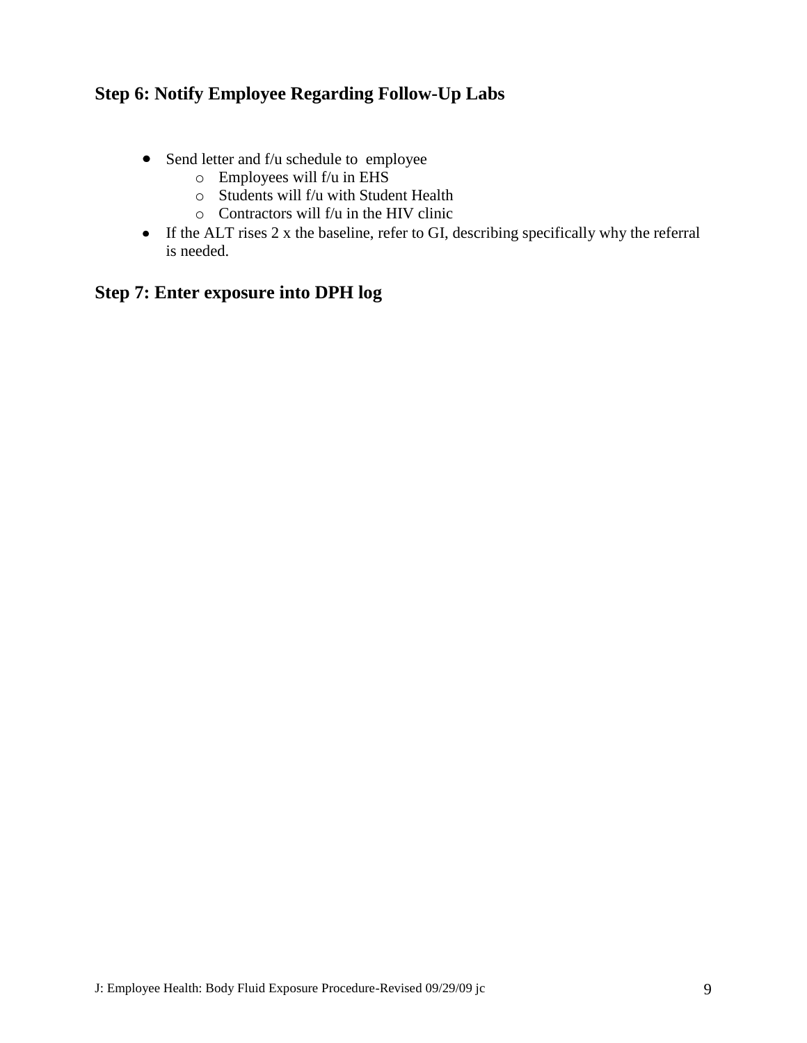## Step 6: Notify Employee Regarding Follow-Up Labs

- Send letter and f/u schedule to employee
  - Employees will f/u in EHS
  - Students will f/u with Student Health
  - Contractors will f/u in the HIV clinic
- If the ALT rises 2 x the baseline, refer to GI, describing specifically why the referral is needed.

## Step 7: Enter exposure into DPH log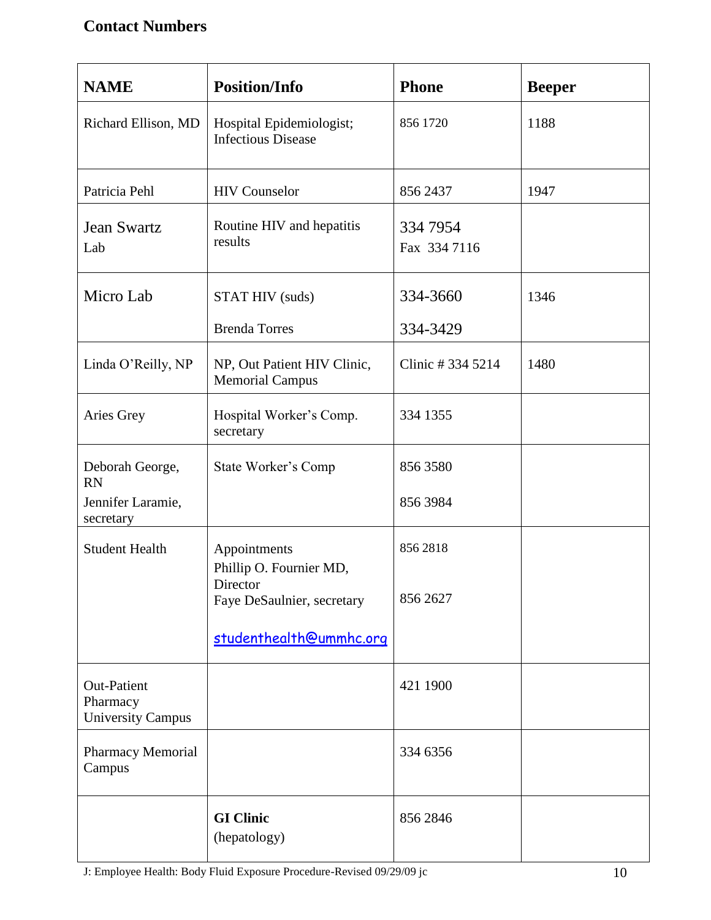## Contact Numbers

| NAME | Position/Info | Phone | Beeper |
|---|---|---|---|
| Richard Ellison, MD | Hospital Epidemiologist; Infectious Disease | 856 1720 | 1188 |
| Patricia Pehl | HIV Counselor | 856 2437 | 1947 |
| Jean Swartz<br>Lab | Routine HIV and hepatitis results | 334 7954<br>Fax 334 7116 | |
| Micro Lab | STAT HIV (suds)<br><br>Brenda Torres | 334-3660<br><br>334-3429 | 1346 |
| Linda O'Reilly, NP | NP, Out Patient HIV Clinic, Memorial Campus | Clinic # 334 5214 | 1480 |
| Aries Grey | Hospital Worker's Comp. secretary | 334 1355 | |
| Deborah George, RN<br>Jennifer Laramie, secretary | State Worker's Comp | 856 3580<br><br>856 3984 | |
| Student Health | Appointments<br>Phillip O. Fournier MD, Director<br>Faye DeSaulnier, secretary<br><br>studenthealth@ummhc.org | 856 2818<br><br>856 2627 | |
| Out-Patient Pharmacy University Campus | | 421 1900 | |
| Pharmacy Memorial Campus | | 334 6356 | |
| | **GI Clinic**<br>(hepatology) | 856 2846 | |

J: Employee Health: Body Fluid Exposure Procedure-Revised 09/29/09 jc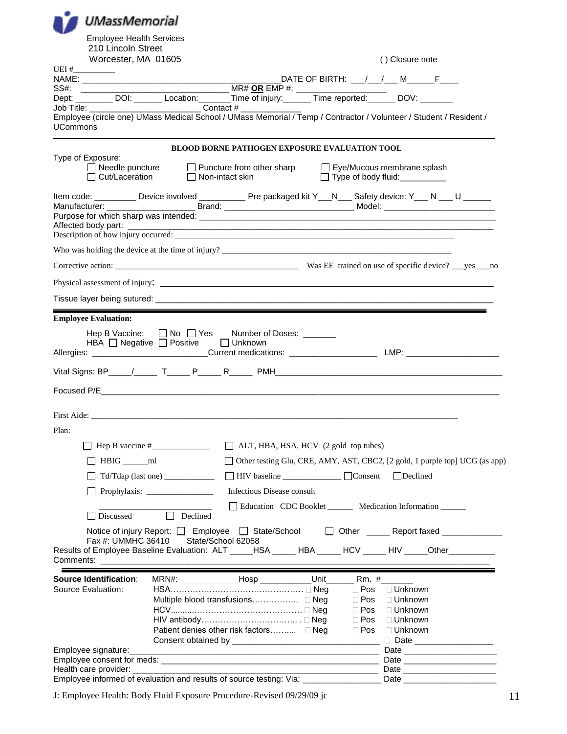**UMassMemorial**

Employee Health Services
210 Lincoln Street
Worcester, MA 01605

( ) Closure note

UEI #\_\_\_\_\_\_\_\_\_

NAME: \_\_\_\_\_\_\_\_\_\_\_\_\_\_\_\_\_\_\_\_\_\_\_\_\_\_\_\_\_\_\_\_\_\_\_\_\_\_\_\_\_ DATE OF BIRTH: \_\_\_/\_\_\_/\_\_\_ M\_\_\_\_\_\_F\_\_\_\_

SS#: \_\_\_\_\_\_\_\_\_\_\_\_\_\_\_\_\_\_\_\_\_\_\_\_\_\_\_\_\_\_ MR# **OR** EMP #: \_\_\_\_\_\_\_\_\_\_\_\_\_\_\_\_\_\_

Dept: \_\_\_\_\_\_\_\_ DOI: \_\_\_\_\_\_ Location:\_\_\_\_\_\_\_Time of injury:\_\_\_\_\_\_ Time reported:\_\_\_\_\_\_ DOV: \_\_\_\_\_\_\_

Job Title: \_\_\_\_\_\_\_\_\_\_\_\_\_\_\_\_\_\_\_\_\_\_\_\_\_\_ Contact # \_\_\_\_\_\_\_\_\_\_\_\_

Employee (circle one) UMass Medical School / UMass Memorial / Temp / Contractor / Volunteer / Student / Resident / UCommons

---

**BLOOD BORNE PATHOGEN EXPOSURE EVALUATION TOOL**

Type of Exposure:

☐ Needle puncture ☐ Puncture from other sharp ☐ Eye/Mucous membrane splash
☐ Cut/Laceration ☐ Non-intact skin ☐ Type of body fluid:\_\_\_\_\_\_\_\_\_\_

Item code: \_\_\_\_\_\_\_\_\_ Device involved \_\_\_\_\_\_\_\_\_\_ Pre packaged kit Y\_\_\_N\_\_\_ Safety device: Y\_\_\_ N \_\_\_ U \_\_\_\_\_\_

Manufacturer: \_\_\_\_\_\_\_\_\_\_\_\_\_\_\_\_\_\_\_\_ Brand: \_\_\_\_\_\_\_\_\_\_\_\_\_\_\_\_\_\_\_\_\_\_\_\_\_\_\_ Model: \_\_\_\_\_\_\_\_\_\_\_\_\_\_\_\_\_\_\_\_\_\_\_\_

Purpose for which sharp was intended: \_\_\_\_\_\_\_\_\_\_\_\_\_\_\_\_\_\_\_\_\_\_\_\_\_\_\_\_\_\_\_\_\_\_\_\_\_\_\_\_\_\_\_\_\_\_\_\_\_\_\_\_\_\_\_\_

Affected body part: \_\_\_\_\_\_\_\_\_\_\_\_\_\_\_\_\_\_\_\_\_\_\_\_\_\_\_\_\_\_\_\_\_\_\_\_\_\_\_\_\_\_\_\_\_\_\_\_\_\_\_\_\_\_\_\_\_\_\_\_\_\_\_\_\_\_\_

Description of how injury occurred: \_\_\_\_\_\_\_\_\_\_\_\_\_\_\_\_\_\_\_\_\_\_\_\_\_\_\_\_\_\_\_\_\_\_\_\_\_\_\_\_\_\_\_\_\_\_\_\_\_\_\_\_\_\_\_

Who was holding the device at the time of injury? \_\_\_\_\_\_\_\_\_\_\_\_\_\_\_\_\_\_\_\_\_\_\_\_\_\_\_\_\_\_\_\_\_\_\_\_\_\_\_\_\_\_\_

Corrective action: \_\_\_\_\_\_\_\_\_\_\_\_\_\_\_\_\_\_\_\_\_\_\_\_\_\_\_\_\_\_\_\_\_\_\_\_\_\_\_\_\_\_\_ Was EE trained on use of specific device? \_\_\_yes \_\_\_no

Physical assessment of injury: \_\_\_\_\_\_\_\_\_\_\_\_\_\_\_\_\_\_\_\_\_\_\_\_\_\_\_\_\_\_\_\_\_\_\_\_\_\_\_\_\_\_\_\_\_\_\_\_\_\_\_\_\_\_\_\_\_\_\_\_\_

Tissue layer being sutured: \_\_\_\_\_\_\_\_\_\_\_\_\_\_\_\_\_\_\_\_\_\_\_\_\_\_\_\_\_\_\_\_\_\_\_\_\_\_\_\_\_\_\_\_\_\_\_\_\_\_\_\_\_\_\_\_\_\_\_\_\_\_

---

**Employee Evaluation:**

Hep B Vaccine: ☐ No ☐ Yes Number of Doses: \_\_\_\_\_\_\_
HBA ☐ Negative ☐ Positive ☐ Unknown

Allergies: \_\_\_\_\_\_\_\_\_\_\_\_\_\_\_\_\_\_\_\_\_\_\_\_\_Current medications: \_\_\_\_\_\_\_\_\_\_\_\_\_\_\_\_\_\_ LMP: \_\_\_\_\_\_\_\_\_\_\_\_\_\_\_\_\_\_\_\_

Vital Signs: BP\_\_\_\_\_/\_\_\_\_\_ T\_\_\_\_\_ P\_\_\_\_\_ R\_\_\_\_\_ PMH\_\_\_\_\_\_\_\_\_\_\_\_\_\_\_\_\_\_\_\_\_\_\_\_\_\_\_\_\_\_\_\_\_\_\_\_\_\_\_\_\_\_\_\_\_\_\_

Focused P/E\_\_\_\_\_\_\_\_\_\_\_\_\_\_\_\_\_\_\_\_\_\_\_\_\_\_\_\_\_\_\_\_\_\_\_\_\_\_\_\_\_\_\_\_\_\_\_\_\_\_\_\_\_\_\_\_\_\_\_\_\_\_\_\_\_\_\_\_\_\_\_\_\_\_

First Aide: \_\_\_\_\_\_\_\_\_\_\_\_\_\_\_\_\_\_\_\_\_\_\_\_\_\_\_\_\_\_\_\_\_\_\_\_\_\_\_\_\_\_\_\_\_\_\_\_\_\_\_\_\_\_\_\_\_\_\_\_\_\_\_\_\_\_\_\_\_\_\_\_\_

Plan:

☐ Hep B vaccine #\_\_\_\_\_\_\_\_\_\_\_\_\_ ☐ ALT, HBA, HSA, HCV (2 gold top tubes)

☐ HBIG \_\_\_\_\_\_ml ☐ Other testing Glu, CRE, AMY, AST, CBC2, [2 gold, 1 purple top] UCG (as app)

☐ Td/Tdap (last one) \_\_\_\_\_\_\_\_\_\_\_ ☐ HIV baseline \_\_\_\_\_\_\_\_\_\_\_\_\_ ☐Consent ☐Declined

☐ Prophylaxis: \_\_\_\_\_\_\_\_\_\_\_\_\_\_\_ Infectious Disease consult

\_\_\_\_\_\_\_\_\_\_\_\_\_\_\_\_\_\_\_\_\_\_\_\_\_\_\_ ☐ Education CDC Booklet \_\_\_\_\_\_ Medication Information \_\_\_\_\_\_

☐ Discussed ☐ Declined

Notice of injury Report: ☐ Employee ☐ State/School ☐ Other \_\_\_\_\_ Report faxed \_\_\_\_\_\_\_\_\_\_\_\_\_

Fax #: UMMHC 36410 State/School 62058

Results of Employee Baseline Evaluation: ALT \_\_\_\_\_HSA \_\_\_\_\_ HBA \_\_\_\_\_ HCV \_\_\_\_\_ HIV \_\_\_\_\_Other\_\_\_\_\_\_\_\_\_\_

Comments: \_\_\_\_\_\_\_\_\_\_\_\_\_\_\_\_\_\_\_\_\_\_\_\_\_\_\_\_\_\_\_\_\_\_\_\_\_\_\_\_\_\_\_\_\_\_\_\_\_\_\_\_\_\_\_\_\_\_\_\_\_\_\_\_\_\_\_\_\_\_\_\_\_\_\_

---

**Source Identification**: MRN#: \_\_\_\_\_\_\_\_\_\_\_\_\_Hosp \_\_\_\_\_\_\_\_\_\_\_Unit\_\_\_\_\_\_ Rm. #\_\_\_\_\_\_\_

Source Evaluation:

| | | | |
|---|---|---|---|
| HSA…………………………………………… | ☐ Neg | ☐ Pos | ☐ Unknown |
| Multiple blood transfusions…………….. | ☐ Neg | ☐ Pos | ☐ Unknown |
| HCV.........……………………………… | ☐ Neg | ☐ Pos | ☐ Unknown |
| HIV antibody…………………………….. . | ☐ Neg | ☐ Pos | ☐ Unknown |
| Patient denies other risk factors……..... | ☐ Neg | ☐ Pos | ☐ Unknown |

Consent obtained by \_\_\_\_\_\_\_\_\_\_\_\_\_\_\_\_\_\_\_\_\_\_\_\_\_\_\_\_\_\_ ☐ Date \_\_\_\_\_\_\_\_\_\_\_\_\_\_\_\_

Employee signature:\_\_\_\_\_\_\_\_\_\_\_\_\_\_\_\_\_\_\_\_\_\_\_\_\_\_\_\_\_\_\_\_\_\_\_\_\_\_\_\_\_\_\_\_\_\_\_\_\_\_ Date \_\_\_\_\_\_\_\_\_\_\_\_\_\_\_\_\_\_\_

Employee consent for meds: \_\_\_\_\_\_\_\_\_\_\_\_\_\_\_\_\_\_\_\_\_\_\_\_\_\_\_\_\_\_\_\_\_\_\_\_\_\_\_\_\_\_\_\_\_ Date \_\_\_\_\_\_\_\_\_\_\_\_\_\_\_\_\_\_\_

Health care provider: \_\_\_\_\_\_\_\_\_\_\_\_\_\_\_\_\_\_\_\_\_\_\_\_\_\_\_\_\_\_\_\_\_\_\_\_\_\_\_\_\_\_\_\_\_\_\_\_\_ Date \_\_\_\_\_\_\_\_\_\_\_\_\_\_\_\_\_\_\_

Employee informed of evaluation and results of source testing: Via: \_\_\_\_\_\_\_\_\_\_\_\_\_\_\_\_ Date \_\_\_\_\_\_\_\_\_\_\_\_\_\_\_\_\_\_\_

J: Employee Health: Body Fluid Exposure Procedure-Revised 09/29/09 jc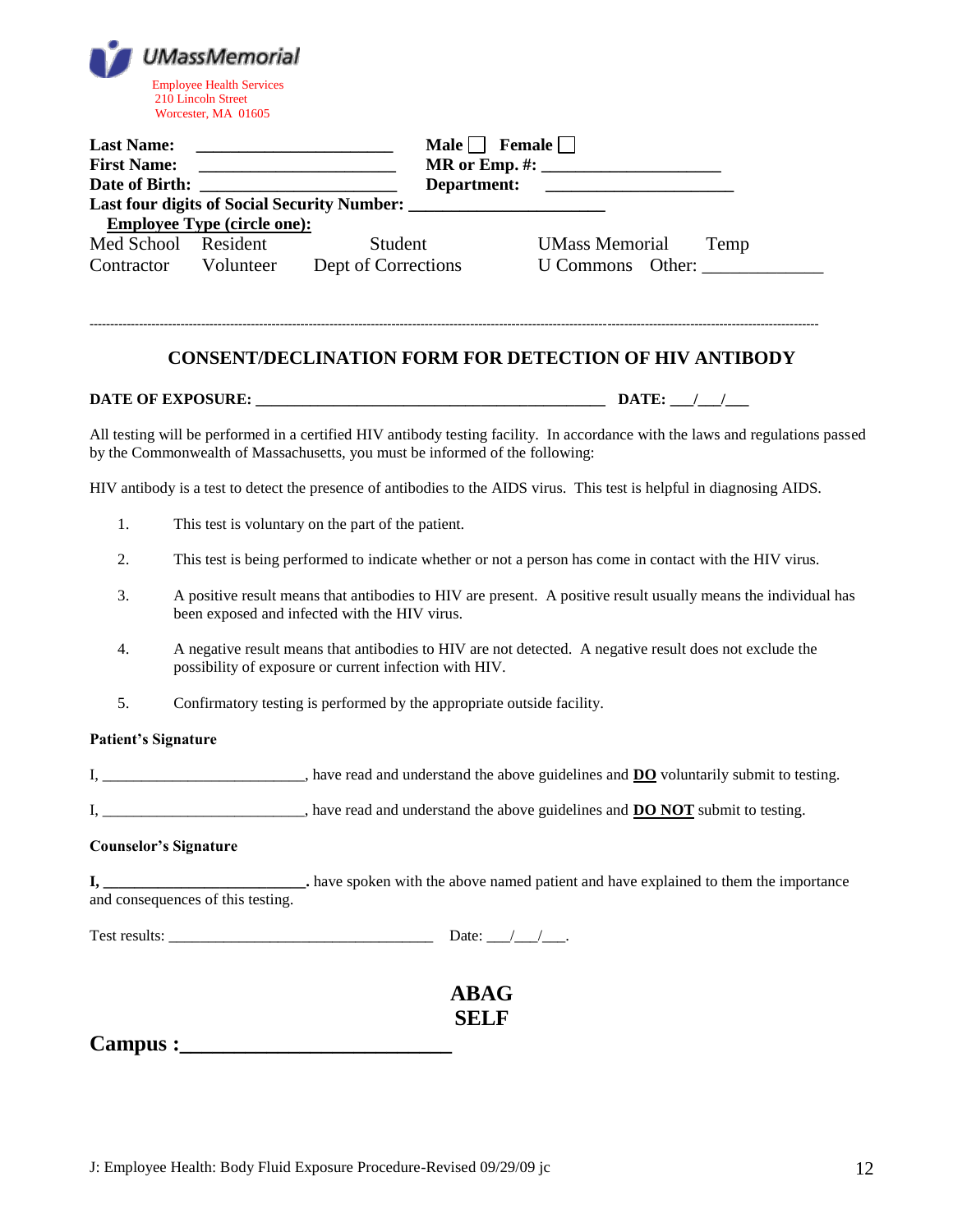UMassMemorial

Employee Health Services
210 Lincoln Street
Worcester, MA 01605

**Last Name:** ______________________ **Male** ☐ **Female** ☐
**First Name:** ______________________ **MR or Emp. #:** ____________________
**Date of Birth:** ______________________ **Department:** ____________________
**Last four digits of Social Security Number:** ______________________

**Employee Type (circle one):**

Med School  Resident  Student  UMass Memorial  Temp
Contractor  Volunteer  Dept of Corrections  U Commons  Other: _____________

---

## CONSENT/DECLINATION FORM FOR DETECTION OF HIV ANTIBODY

**DATE OF EXPOSURE:** ________________________________________ **DATE:** ___/___/___

All testing will be performed in a certified HIV antibody testing facility. In accordance with the laws and regulations passed by the Commonwealth of Massachusetts, you must be informed of the following:

HIV antibody is a test to detect the presence of antibodies to the AIDS virus. This test is helpful in diagnosing AIDS.

1. This test is voluntary on the part of the patient.
2. This test is being performed to indicate whether or not a person has come in contact with the HIV virus.
3. A positive result means that antibodies to HIV are present. A positive result usually means the individual has been exposed and infected with the HIV virus.
4. A negative result means that antibodies to HIV are not detected. A negative result does not exclude the possibility of exposure or current infection with HIV.
5. Confirmatory testing is performed by the appropriate outside facility.

**Patient's Signature**

I, __________________________, have read and understand the above guidelines and **DO** voluntarily submit to testing.

I, __________________________, have read and understand the above guidelines and **DO NOT** submit to testing.

**Counselor's Signature**

**I, __________________________.** have spoken with the above named patient and have explained to them the importance and consequences of this testing.

Test results: __________________________________ Date: ___/___/___.

**ABAG**
**SELF**

**Campus :________________________**

J: Employee Health: Body Fluid Exposure Procedure-Revised 09/29/09 jc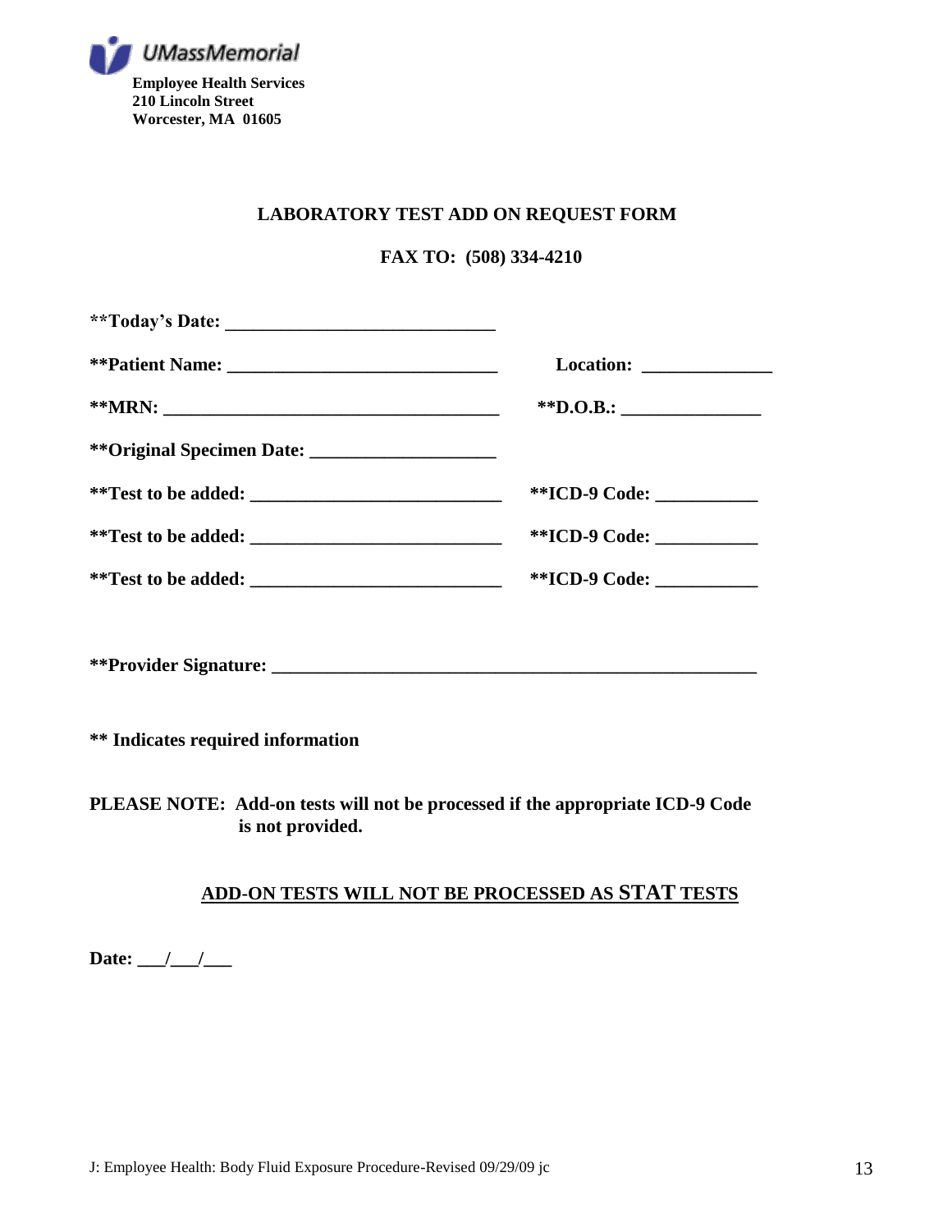UMassMemorial

**Employee Health Services**
**210 Lincoln Street**
**Worcester, MA 01605**

## LABORATORY TEST ADD ON REQUEST FORM

**FAX TO: (508) 334-4210**

**Today's Date: ____________________________

**Patient Name: ____________________________ Location: ______________

**MRN: ___________________________________ **D.O.B.: _______________

**Original Specimen Date: ___________________

**Test to be added: _________________________ **ICD-9 Code: ___________

**Test to be added: _________________________ **ICD-9 Code: ___________

**Test to be added: _________________________ **ICD-9 Code: ___________

**Provider Signature: ___________________________________________________

** Indicates required information

**PLEASE NOTE: Add-on tests will not be processed if the appropriate ICD-9 Code is not provided.**

**ADD-ON TESTS WILL NOT BE PROCESSED AS STAT TESTS**

**Date: ___/___/___**

J: Employee Health: Body Fluid Exposure Procedure-Revised 09/29/09 jc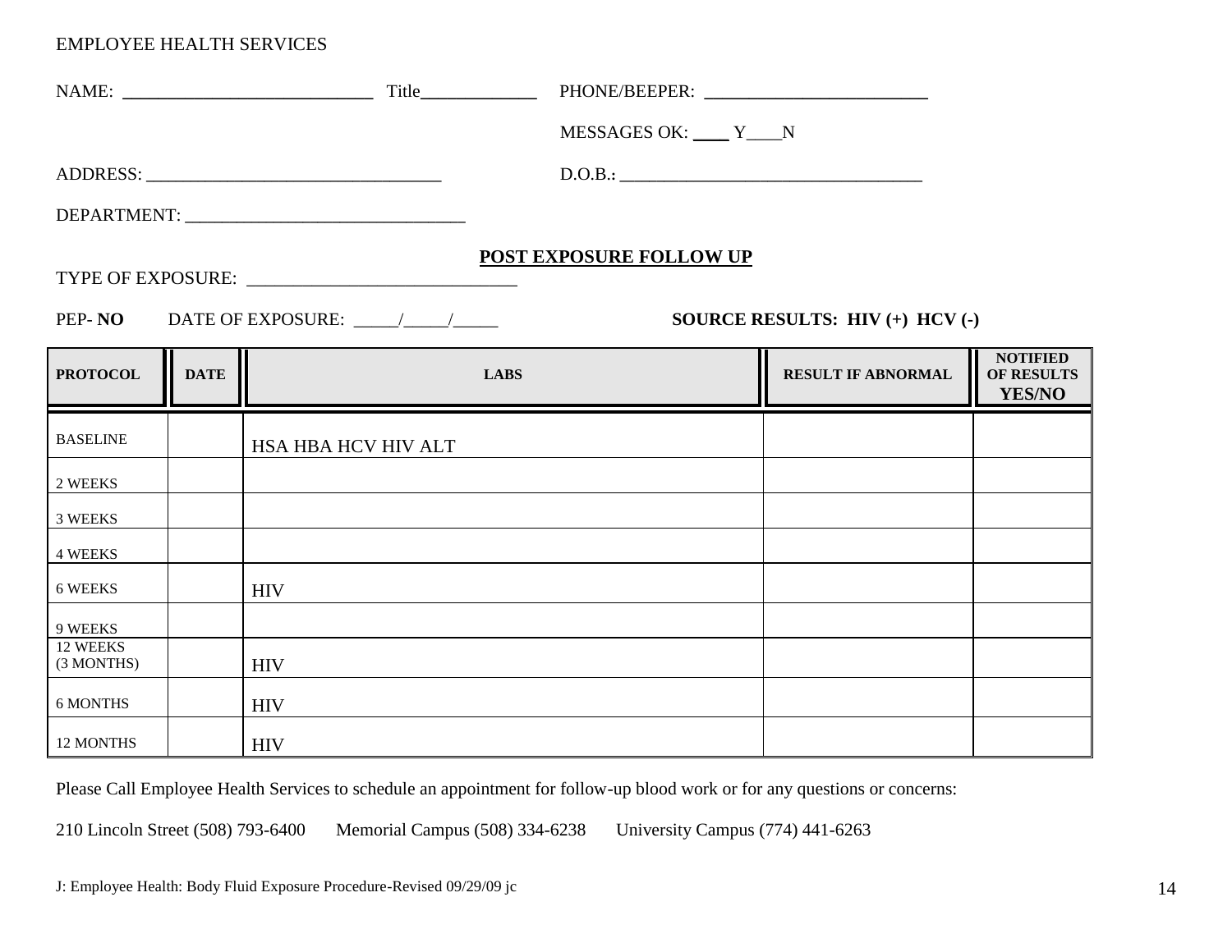EMPLOYEE HEALTH SERVICES

NAME: ____________________________ Title_____________ PHONE/BEEPER: _________________________

MESSAGES OK: ____ Y____N

ADDRESS: _________________________________ D.O.B.: __________________________________

DEPARTMENT: _______________________________

**POST EXPOSURE FOLLOW UP**

TYPE OF EXPOSURE: _____________________________

PEP- **NO** DATE OF EXPOSURE: _____/_____/_____ **SOURCE RESULTS: HIV (+) HCV (-)**

| PROTOCOL | DATE | LABS | RESULT IF ABNORMAL | NOTIFIED OF RESULTS YES/NO |
|---|---|---|---|---|
| BASELINE | | HSA HBA HCV HIV ALT | | |
| 2 WEEKS | | | | |
| 3 WEEKS | | | | |
| 4 WEEKS | | | | |
| 6 WEEKS | | HIV | | |
| 9 WEEKS | | | | |
| 12 WEEKS (3 MONTHS) | | HIV | | |
| 6 MONTHS | | HIV | | |
| 12 MONTHS | | HIV | | |

Please Call Employee Health Services to schedule an appointment for follow-up blood work or for any questions or concerns:

210 Lincoln Street (508) 793-6400 Memorial Campus (508) 334-6238 University Campus (774) 441-6263

J: Employee Health: Body Fluid Exposure Procedure-Revised 09/29/09 jc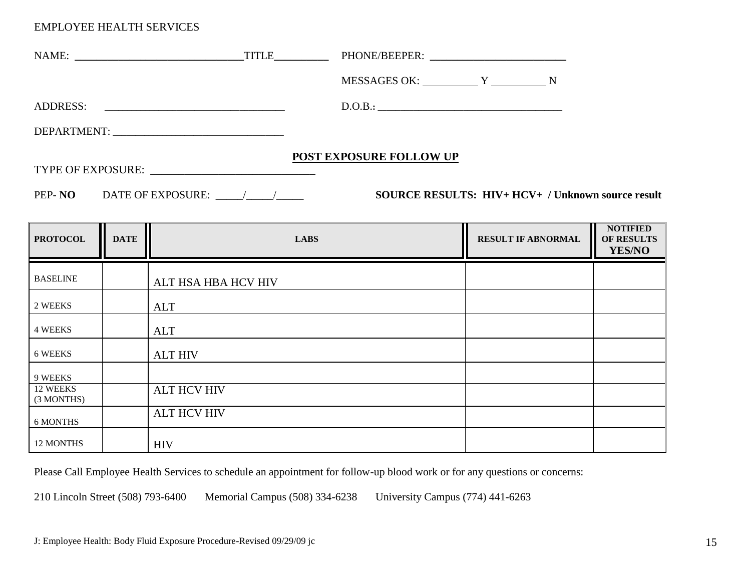EMPLOYEE HEALTH SERVICES

NAME: ______________________________ TITLE__________ PHONE/BEEPER: _________________________

MESSAGES OK: __________ Y __________ N

ADDRESS: ________________________________ D.O.B.: _________________________________

DEPARTMENT: ______________________________

**<u>POST EXPOSURE FOLLOW UP</u>**

TYPE OF EXPOSURE: ____________________________

PEP- **NO** DATE OF EXPOSURE: _____/_____/_____ **SOURCE RESULTS: HIV+ HCV+ / Unknown source result**

| PROTOCOL | DATE | LABS | RESULT IF ABNORMAL | NOTIFIED OF RESULTS YES/NO |
|---|---|---|---|---|
| BASELINE | | ALT HSA HBA HCV HIV | | |
| 2 WEEKS | | ALT | | |
| 4 WEEKS | | ALT | | |
| 6 WEEKS | | ALT HIV | | |
| 9 WEEKS | | | | |
| 12 WEEKS (3 MONTHS) | | ALT HCV HIV | | |
| 6 MONTHS | | ALT HCV HIV | | |
| 12 MONTHS | | HIV | | |

Please Call Employee Health Services to schedule an appointment for follow-up blood work or for any questions or concerns:

210 Lincoln Street (508) 793-6400 Memorial Campus (508) 334-6238 University Campus (774) 441-6263

J: Employee Health: Body Fluid Exposure Procedure-Revised 09/29/09 jc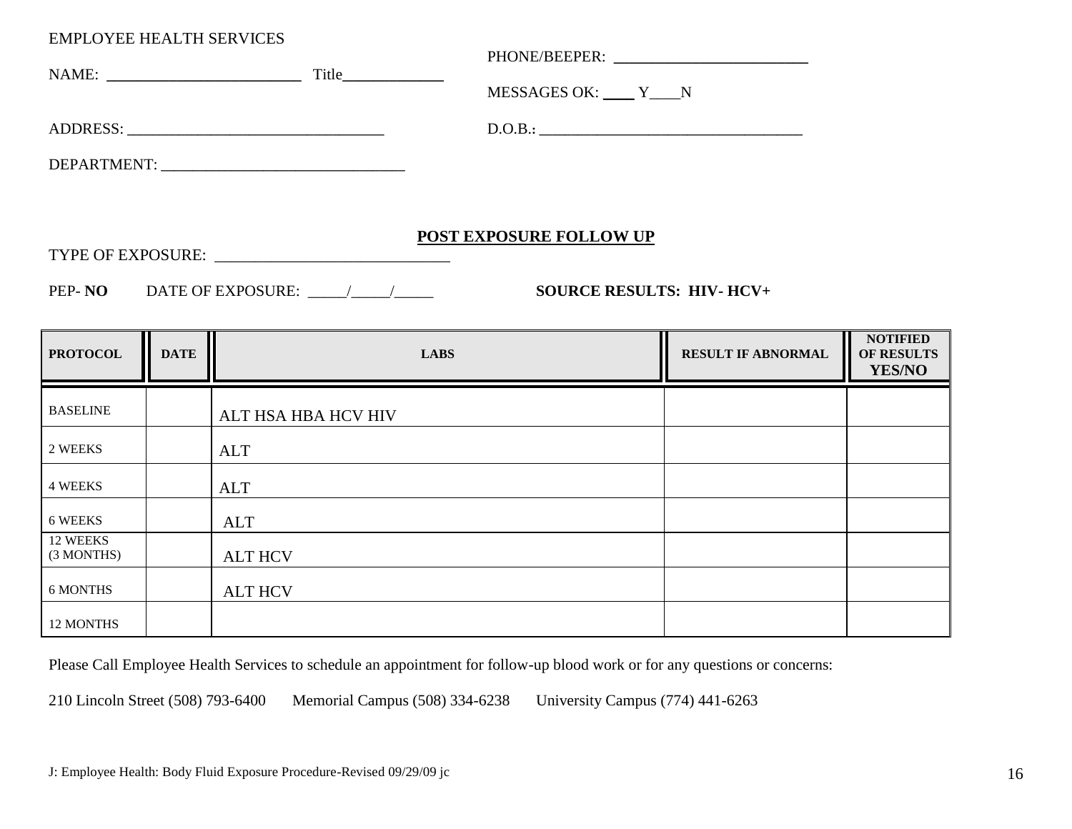EMPLOYEE HEALTH SERVICES

NAME: ________________________ Title____________

PHONE/BEEPER: ________________________

MESSAGES OK: ____ Y____N

ADDRESS: ________________________________

D.O.B.: _________________________________

DEPARTMENT: ______________________________

## POST EXPOSURE FOLLOW UP

TYPE OF EXPOSURE: ____________________________

PEP- **NO**     DATE OF EXPOSURE: _____/_____/_____     **SOURCE RESULTS: HIV- HCV+**

| PROTOCOL | DATE | LABS | RESULT IF ABNORMAL | NOTIFIED OF RESULTS YES/NO |
|---|---|---|---|---|
| BASELINE | | ALT HSA HBA HCV HIV | | |
| 2 WEEKS | | ALT | | |
| 4 WEEKS | | ALT | | |
| 6 WEEKS | | ALT | | |
| 12 WEEKS (3 MONTHS) | | ALT HCV | | |
| 6 MONTHS | | ALT HCV | | |
| 12 MONTHS | | | | |

Please Call Employee Health Services to schedule an appointment for follow-up blood work or for any questions or concerns:

210 Lincoln Street (508) 793-6400     Memorial Campus (508) 334-6238     University Campus (774) 441-6263

J: Employee Health: Body Fluid Exposure Procedure-Revised 09/29/09 jc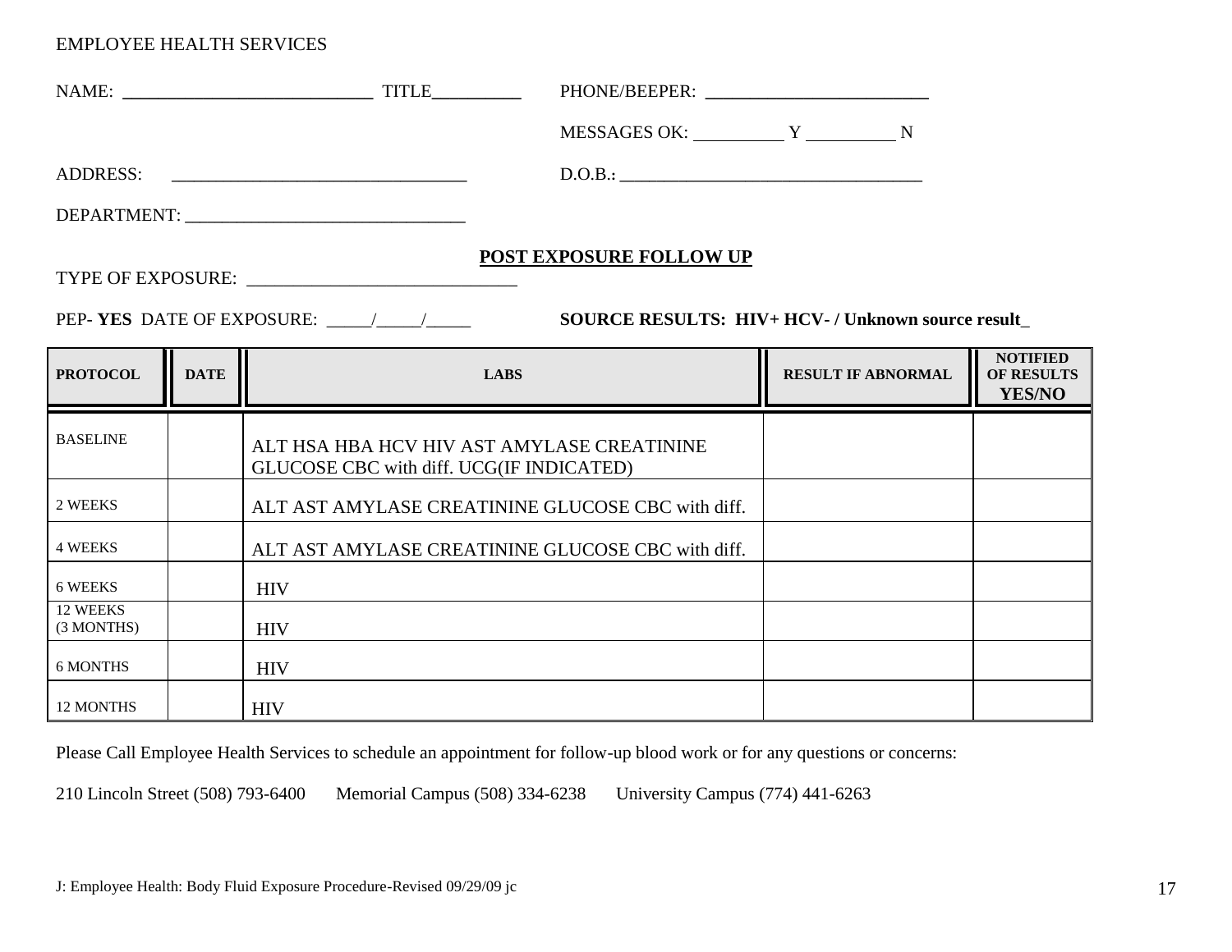EMPLOYEE HEALTH SERVICES

NAME: ____________________________ TITLE__________ PHONE/BEEPER: _________________________

MESSAGES OK: __________ Y __________ N

ADDRESS: _________________________________ D.O.B.: __________________________________

DEPARTMENT: _______________________________

## POST EXPOSURE FOLLOW UP

TYPE OF EXPOSURE: _____________________________

PEP- **YES** DATE OF EXPOSURE: _____/_____/_____ **SOURCE RESULTS: HIV+ HCV- / Unknown source result_**

| PROTOCOL | DATE | LABS | RESULT IF ABNORMAL | NOTIFIED OF RESULTS YES/NO |
|---|---|---|---|---|
| BASELINE | | ALT HSA HBA HCV HIV AST AMYLASE CREATININE GLUCOSE CBC with diff. UCG(IF INDICATED) | | |
| 2 WEEKS | | ALT AST AMYLASE CREATININE GLUCOSE CBC with diff. | | |
| 4 WEEKS | | ALT AST AMYLASE CREATININE GLUCOSE CBC with diff. | | |
| 6 WEEKS | | HIV | | |
| 12 WEEKS (3 MONTHS) | | HIV | | |
| 6 MONTHS | | HIV | | |
| 12 MONTHS | | HIV | | |

Please Call Employee Health Services to schedule an appointment for follow-up blood work or for any questions or concerns:

210 Lincoln Street (508) 793-6400 Memorial Campus (508) 334-6238 University Campus (774) 441-6263

J: Employee Health: Body Fluid Exposure Procedure-Revised 09/29/09 jc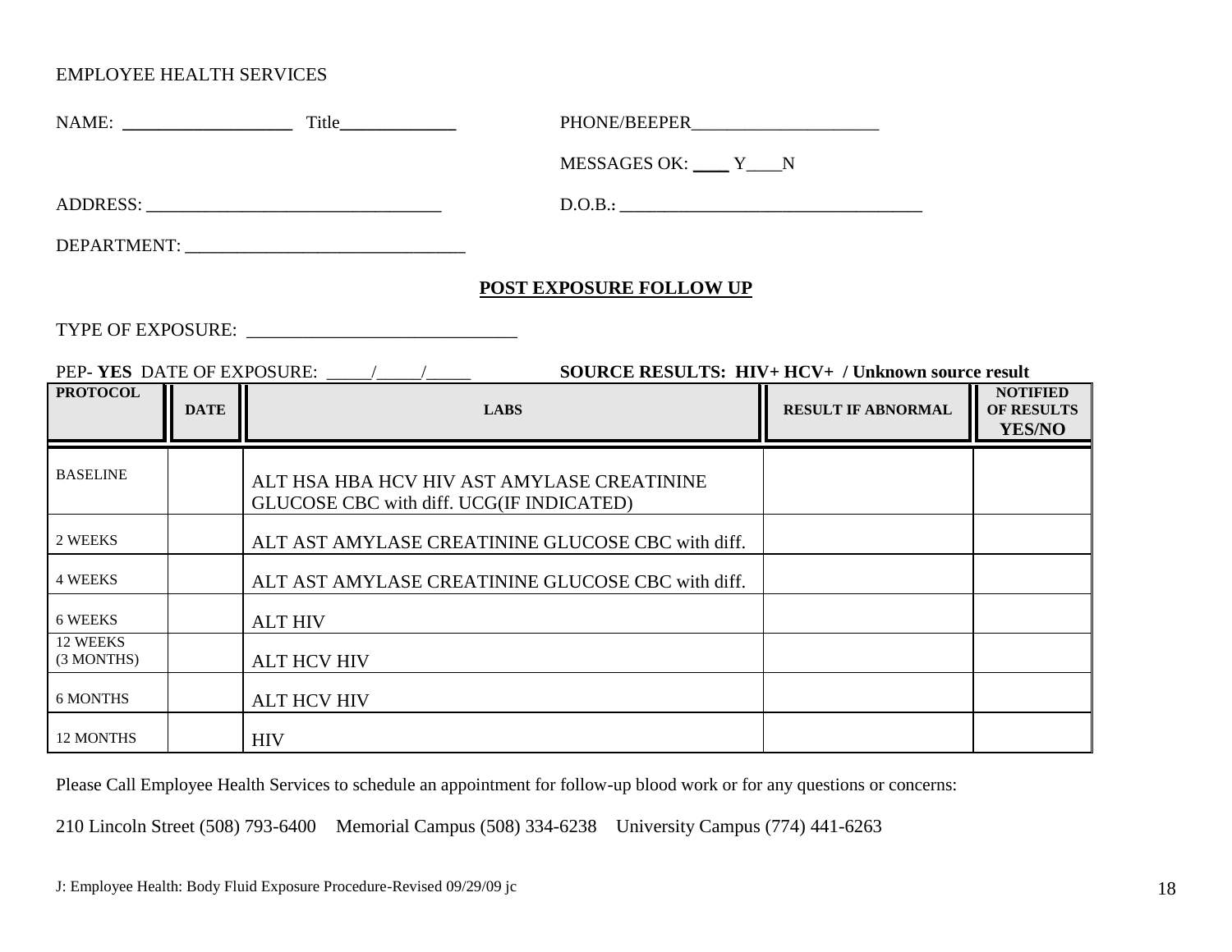EMPLOYEE HEALTH SERVICES

NAME: ___________________ Title_____________ PHONE/BEEPER_____________________

MESSAGES OK: ____ Y____N

ADDRESS: ________________________________ D.O.B.: _________________________________

DEPARTMENT: ______________________________

## POST EXPOSURE FOLLOW UP

TYPE OF EXPOSURE: ____________________________

PEP- **YES** DATE OF EXPOSURE: _____/_____/_____ **SOURCE RESULTS: HIV+ HCV+ / Unknown source result**

| PROTOCOL | DATE | LABS | RESULT IF ABNORMAL | NOTIFIED OF RESULTS YES/NO |
|---|---|---|---|---|
| BASELINE | | ALT HSA HBA HCV HIV AST AMYLASE CREATININE GLUCOSE CBC with diff. UCG(IF INDICATED) | | |
| 2 WEEKS | | ALT AST AMYLASE CREATININE GLUCOSE CBC with diff. | | |
| 4 WEEKS | | ALT AST AMYLASE CREATININE GLUCOSE CBC with diff. | | |
| 6 WEEKS | | ALT HIV | | |
| 12 WEEKS (3 MONTHS) | | ALT HCV HIV | | |
| 6 MONTHS | | ALT HCV HIV | | |
| 12 MONTHS | | HIV | | |

Please Call Employee Health Services to schedule an appointment for follow-up blood work or for any questions or concerns:

210 Lincoln Street (508) 793-6400 Memorial Campus (508) 334-6238 University Campus (774) 441-6263

J: Employee Health: Body Fluid Exposure Procedure-Revised 09/29/09 jc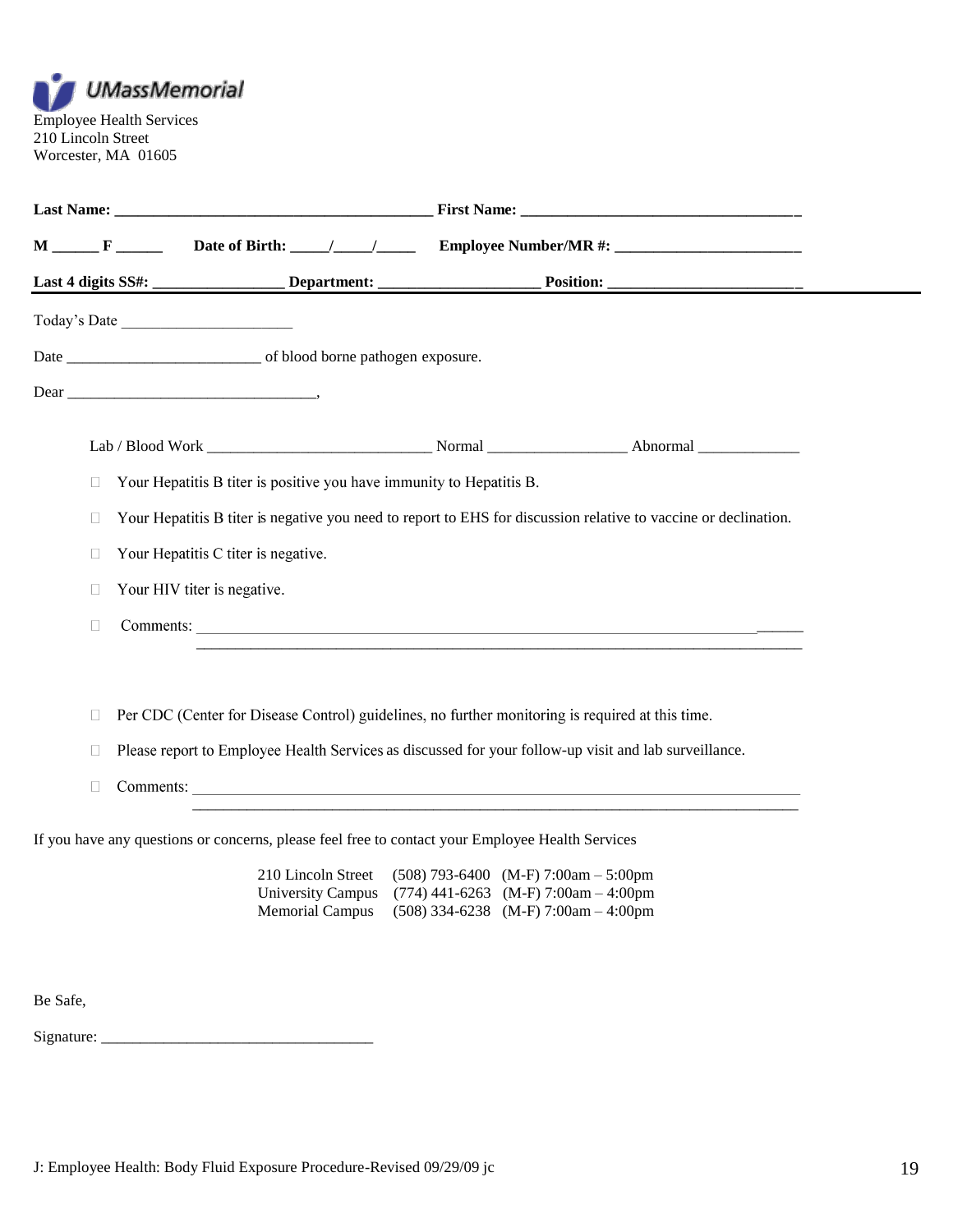UMassMemorial

Employee Health Services
210 Lincoln Street
Worcester, MA 01605

**Last Name: \_\_\_\_\_\_\_\_\_\_\_\_\_\_\_\_\_\_\_\_\_\_\_\_\_\_\_\_\_\_\_\_\_\_\_\_\_\_\_\_ First Name: \_\_\_\_\_\_\_\_\_\_\_\_\_\_\_\_\_\_\_\_\_\_\_\_\_\_\_\_\_\_\_\_\_\_\_\_**

**M \_\_\_\_\_\_ F \_\_\_\_\_\_ Date of Birth: \_\_\_\_\_/\_\_\_\_\_/\_\_\_\_\_ Employee Number/MR #: \_\_\_\_\_\_\_\_\_\_\_\_\_\_\_\_\_\_\_\_\_\_\_\_**

**Last 4 digits SS#: \_\_\_\_\_\_\_\_\_\_\_\_\_\_\_\_\_ Department: \_\_\_\_\_\_\_\_\_\_\_\_\_\_\_\_\_\_\_\_\_ Position: \_\_\_\_\_\_\_\_\_\_\_\_\_\_\_\_\_\_\_\_\_\_\_\_\_**

---

Today's Date \_\_\_\_\_\_\_\_\_\_\_\_\_\_\_\_\_\_\_\_\_\_

Date \_\_\_\_\_\_\_\_\_\_\_\_\_\_\_\_\_\_\_\_\_\_\_\_\_ of blood borne pathogen exposure.

Dear \_\_\_\_\_\_\_\_\_\_\_\_\_\_\_\_\_\_\_\_\_\_\_\_\_\_\_\_\_\_\_\_,

Lab / Blood Work \_\_\_\_\_\_\_\_\_\_\_\_\_\_\_\_\_\_\_\_\_\_\_\_\_\_\_\_\_ Normal \_\_\_\_\_\_\_\_\_\_\_\_\_\_\_\_\_\_ Abnormal \_\_\_\_\_\_\_\_\_\_\_\_\_

- ☐ Your Hepatitis B titer is positive you have immunity to Hepatitis B.
- ☐ Your Hepatitis B titer is negative you need to report to EHS for discussion relative to vaccine or declination.
- ☐ Your Hepatitis C titer is negative.
- ☐ Your HIV titer is negative.
- ☐ Comments: \_\_\_\_\_\_\_\_\_\_\_\_\_\_\_\_\_\_\_\_\_\_\_\_\_\_\_\_\_\_\_\_\_\_\_\_\_\_\_\_\_\_\_\_\_\_\_\_\_\_\_\_\_\_\_\_\_\_\_\_\_\_\_\_\_\_\_\_\_\_\_\_\_\_\_\_\_\_\_\_\_\_\_\_\_\_\_\_\_\_\_\_\_\_\_\_\_\_\_\_\_\_\_\_\_\_\_\_\_\_\_\_\_\_\_\_\_\_\_\_\_\_\_\_\_\_\_\_\_\_\_\_\_\_\_\_\_\_\_\_\_\_\_\_\_\_\_\_\_\_\_\_\_\_\_\_\_\_\_\_\_\_\_\_\_\_\_\_\_\_\_\_\_\_\_\_

- ☐ Per CDC (Center for Disease Control) guidelines, no further monitoring is required at this time.
- ☐ Please report to Employee Health Services as discussed for your follow-up visit and lab surveillance.
- ☐ Comments: \_\_\_\_\_\_\_\_\_\_\_\_\_\_\_\_\_\_\_\_\_\_\_\_\_\_\_\_\_\_\_\_\_\_\_\_\_\_\_\_\_\_\_\_\_\_\_\_\_\_\_\_\_\_\_\_\_\_\_\_\_\_\_\_\_\_\_\_\_\_\_\_\_\_\_\_\_\_\_\_\_\_\_\_\_\_\_\_\_\_\_\_\_\_\_\_\_\_\_\_\_\_\_\_\_\_\_\_\_\_\_\_\_\_\_\_\_\_\_\_\_\_\_\_\_\_\_\_\_\_\_\_\_\_\_\_\_\_\_\_\_\_\_\_\_\_\_\_\_\_\_\_\_\_\_\_\_\_\_\_\_\_\_\_\_\_\_\_\_\_\_\_\_\_\_\_\_\_

If you have any questions or concerns, please feel free to contact your Employee Health Services

| | | |
|---|---|---|
| 210 Lincoln Street | (508) 793-6400 | (M-F) 7:00am – 5:00pm |
| University Campus | (774) 441-6263 | (M-F) 7:00am – 4:00pm |
| Memorial Campus | (508) 334-6238 | (M-F) 7:00am – 4:00pm |

Be Safe,

Signature: \_\_\_\_\_\_\_\_\_\_\_\_\_\_\_\_\_\_\_\_\_\_\_\_\_\_\_\_\_\_\_\_\_\_\_

J: Employee Health: Body Fluid Exposure Procedure-Revised 09/29/09 jc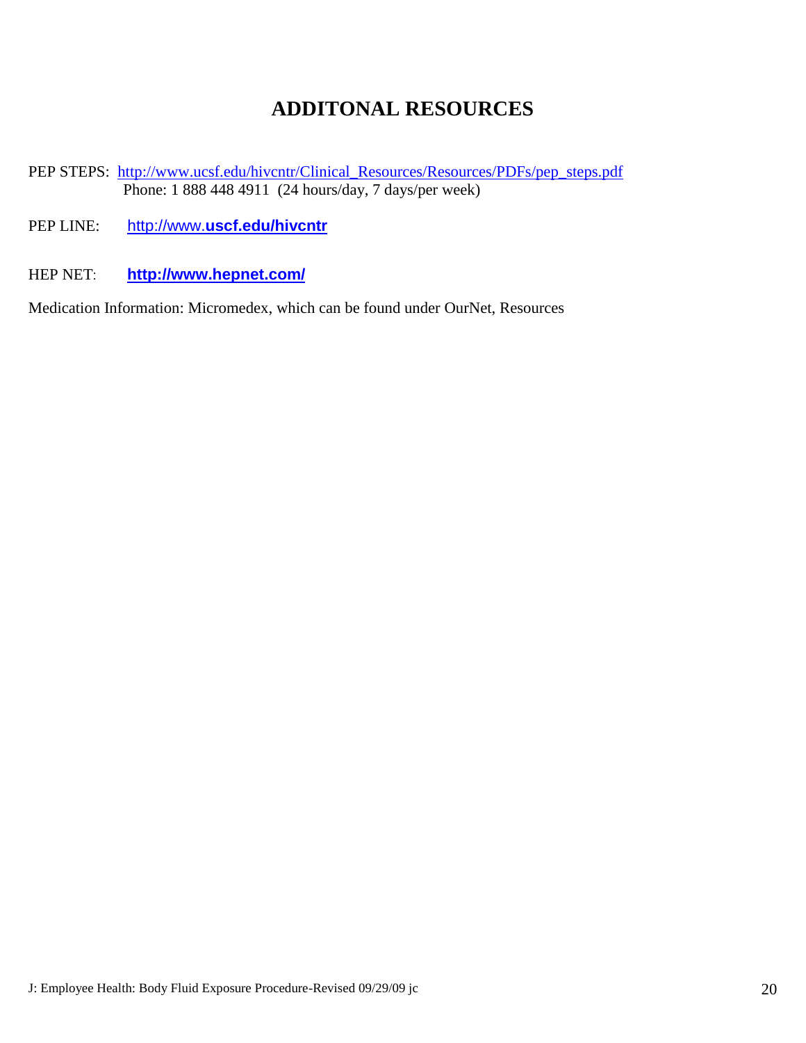# ADDITONAL RESOURCES

PEP STEPS: http://www.ucsf.edu/hivcntr/Clinical_Resources/Resources/PDFs/pep_steps.pdf
Phone: 1 888 448 4911 (24 hours/day, 7 days/per week)

PEP LINE: http://www.**uscf.edu/hivcntr**

HEP NET: **http://www.hepnet.com/**

Medication Information: Micromedex, which can be found under OurNet, Resources